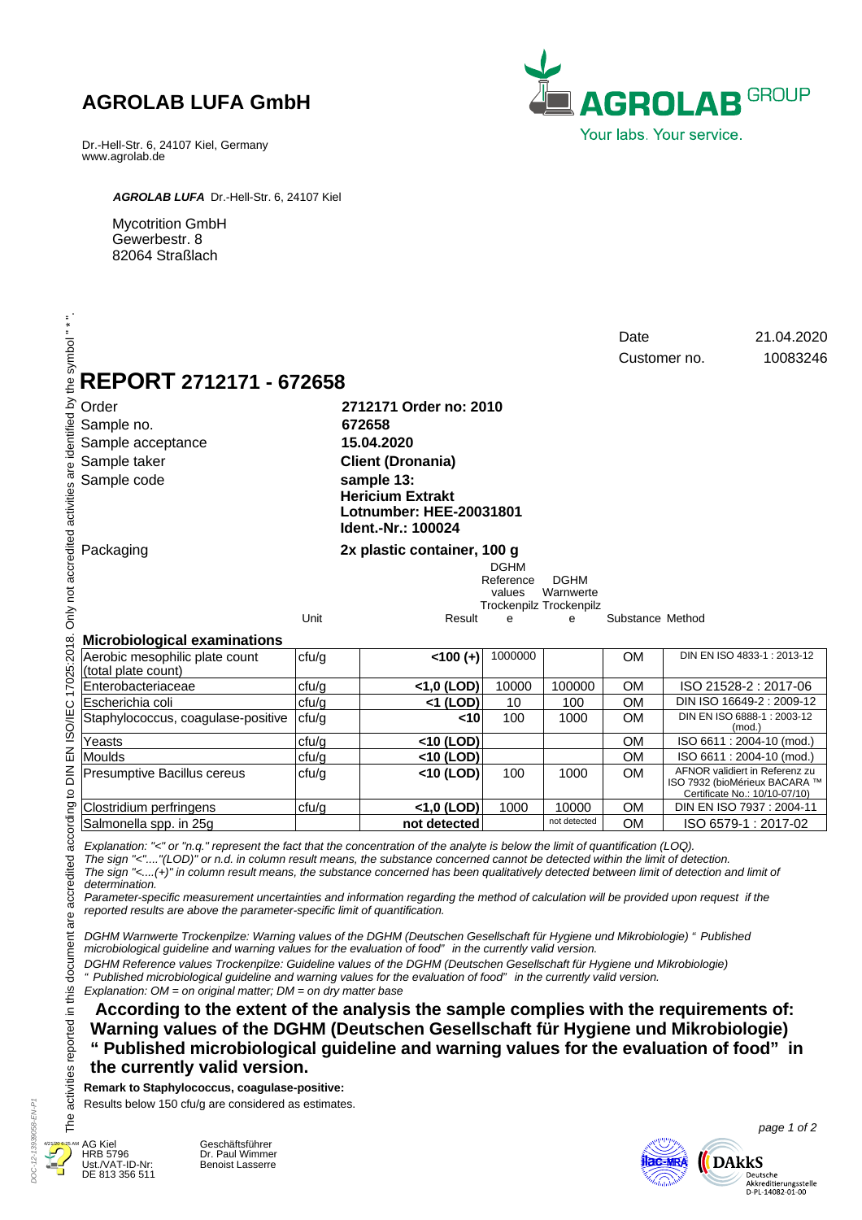# AGROLAB LUFA GmbH

Dr.-Hell-Str. 6, 24107 Kiel, Germany
www.agrolab.de

AGROLAB GROUP
Your labs. Your service.

***AGROLAB LUFA*** Dr.-Hell-Str. 6, 24107 Kiel

Mycotrition GmbH
Gewerbestr. 8
82064 Straßlach

The activities reported in this document are accredited according to DIN EN ISO/IEC 17025:2018. Only not accredited activities are identified by the symbol " * ".

| | |
|---|---|
| Date | 21.04.2020 |
| Customer no. | 10083246 |

# REPORT 2712171 - 672658

| | |
|---|---|
| Order | **2712171 Order no: 2010** |
| Sample no. | **672658** |
| Sample acceptance | **15.04.2020** |
| Sample taker | **Client (Dronania)** |
| Sample code | **sample 13: Hericium Extrakt Lotnumber: HEE-20031801 Ident.-Nr.: 100024** |
| Packaging | **2x plastic container, 100 g** |

| | Unit | Result | DGHM Reference values Trockenpilze | DGHM Warnwerte Trockenpilze | Substance | Method |
|---|---|---|---|---|---|---|
| **Microbiological examinations** | | | | | | |
| Aerobic mesophilic plate count (total plate count) | cfu/g | **<100 (+)** | 1000000 | | OM | DIN EN ISO 4833-1 : 2013-12 |
| Enterobacteriaceae | cfu/g | **<1,0 (LOD)** | 10000 | 100000 | OM | ISO 21528-2 : 2017-06 |
| Escherichia coli | cfu/g | **<1 (LOD)** | 10 | 100 | OM | DIN ISO 16649-2 : 2009-12 |
| Staphylococcus, coagulase-positive | cfu/g | **<10** | 100 | 1000 | OM | DIN EN ISO 6888-1 : 2003-12 (mod.) |
| Yeasts | cfu/g | **<10 (LOD)** | | | OM | ISO 6611 : 2004-10 (mod.) |
| Moulds | cfu/g | **<10 (LOD)** | | | OM | ISO 6611 : 2004-10 (mod.) |
| Presumptive Bacillus cereus | cfu/g | **<10 (LOD)** | 100 | 1000 | OM | AFNOR validiert in Referenz zu ISO 7932 (bioMérieux BACARA ™ Certificate No.: 10/10-07/10) |
| Clostridium perfringens | cfu/g | **<1,0 (LOD)** | 1000 | 10000 | OM | DIN EN ISO 7937 : 2004-11 |
| Salmonella spp. in 25g | | **not detected** | | not detected | OM | ISO 6579-1 : 2017-02 |

*Explanation: "<" or "n.q." represent the fact that the concentration of the analyte is below the limit of quantification (LOQ).*
*The sign "<"...."(LOD)" or n.d. in column result means, the substance concerned cannot be detected within the limit of detection.*
*The sign "<....(+)" in column result means, the substance concerned has been qualitatively detected between limit of detection and limit of determination.*
*Parameter-specific measurement uncertainties and information regarding the method of calculation will be provided upon request if the reported results are above the parameter-specific limit of quantification.*

*DGHM Warnwerte Trockenpilze: Warning values of the DGHM (Deutschen Gesellschaft für Hygiene und Mikrobiologie) " Published microbiological guideline and warning values for the evaluation of food" in the currently valid version.*
*DGHM Reference values Trockenpilze: Guideline values of the DGHM (Deutschen Gesellschaft für Hygiene und Mikrobiologie) " Published microbiological guideline and warning values for the evaluation of food" in the currently valid version.*
*Explanation: OM = on original matter; DM = on dry matter base*

**According to the extent of the analysis the sample complies with the requirements of: Warning values of the DGHM (Deutschen Gesellschaft für Hygiene und Mikrobiologie) " Published microbiological guideline and warning values for the evaluation of food" in the currently valid version.**

**Remark to Staphylococcus, coagulase-positive:**

Results below 150 cfu/g are considered as estimates.

AG Kiel
HRB 5796
Ust./VAT-ID-Nr:
DE 813 356 511

Geschäftsführer
Dr. Paul Wimmer
Benoist Lasserre

DAkkS Deutsche Akkreditierungsstelle D-PL-14082-01-00

DOC-12-13939058-EN-P1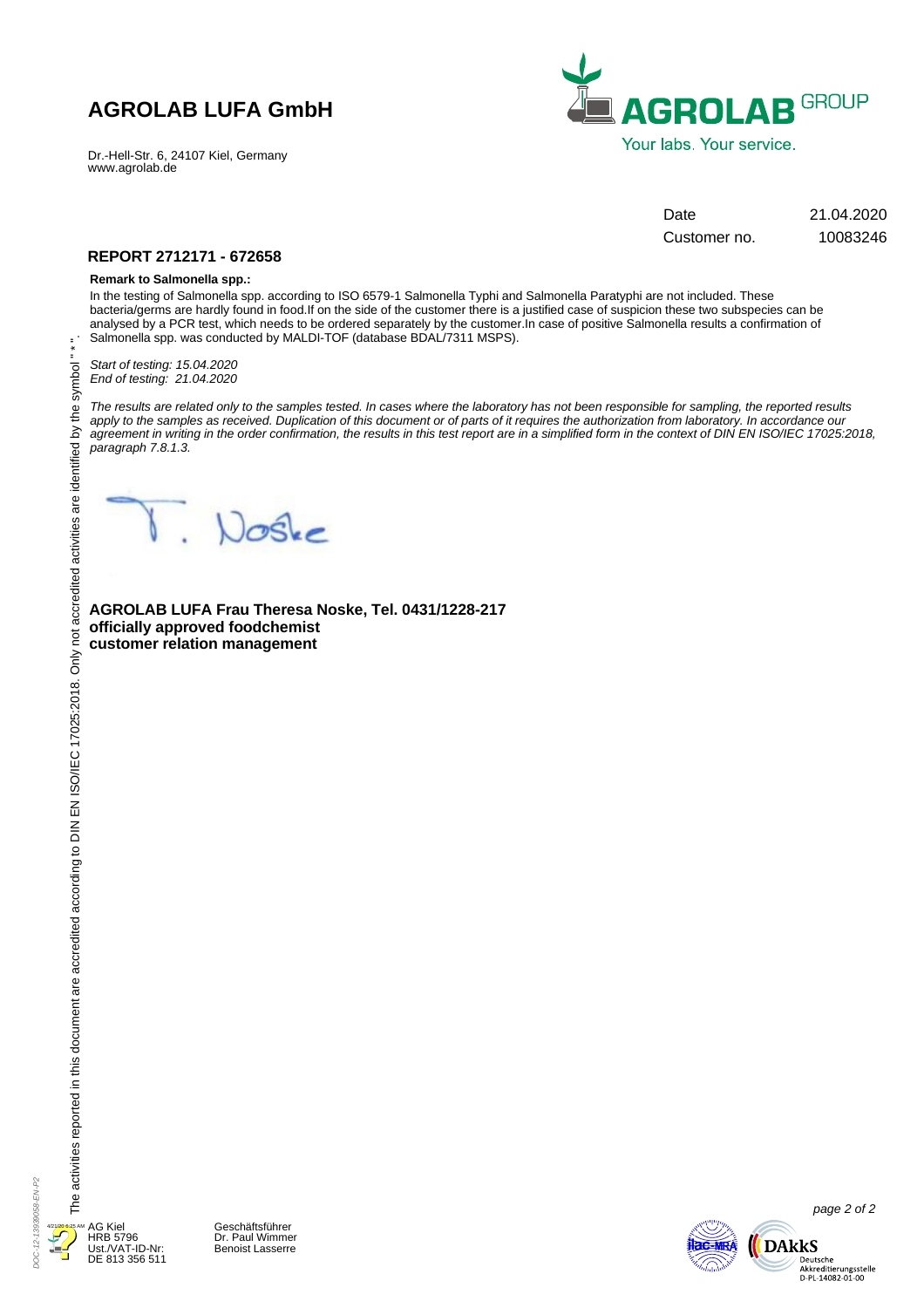**AGROLAB LUFA GmbH**

Dr.-Hell-Str. 6, 24107 Kiel, Germany
www.agrolab.de

| | |
|---|---|
| Date | 21.04.2020 |
| Customer no. | 10083246 |

## REPORT 2712171 - 672658

**Remark to Salmonella spp.:**

In the testing of Salmonella spp. according to ISO 6579-1 Salmonella Typhi and Salmonella Paratyphi are not included. These bacteria/germs are hardly found in food.If on the side of the customer there is a justified case of suspicion these two subspecies can be analysed by a PCR test, which needs to be ordered separately by the customer.In case of positive Salmonella results a confirmation of Salmonella spp. was conducted by MALDI-TOF (database BDAL/7311 MSPS).

*Start of testing: 15.04.2020*
*End of testing: 21.04.2020*

*The results are related only to the samples tested. In cases where the laboratory has not been responsible for sampling, the reported results apply to the samples as received. Duplication of this document or of parts of it requires the authorization from laboratory. In accordance our agreement in writing in the order confirmation, the results in this test report are in a simplified form in the context of DIN EN ISO/IEC 17025:2018, paragraph 7.8.1.3.*

T. Noske

**AGROLAB LUFA Frau Theresa Noske, Tel. 0431/1228-217**
**officially approved foodchemist**
**customer relation management**

The activities reported in this document are accredited according to DIN EN ISO/IEC 17025:2018. Only not accredited activities are identified by the symbol " * ".

AG Kiel
HRB 5796
Ust./VAT-ID-Nr:
DE 813 356 511

Geschäftsführer
Dr. Paul Wimmer
Benoist Lasserre

DAkkS Deutsche Akkreditierungsstelle D-PL-14082-01-00